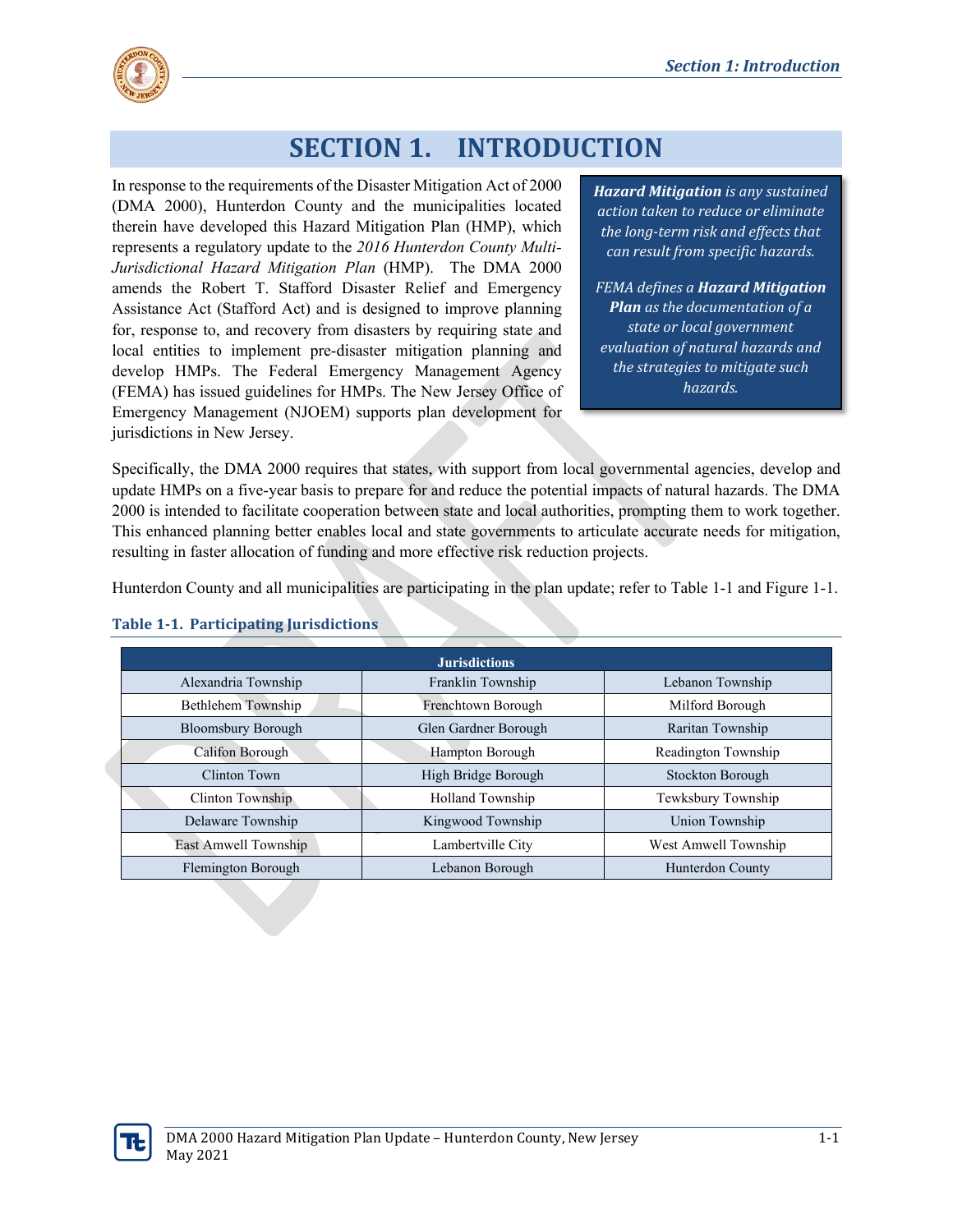# SECTION 1. INTRODUCTION

> ***Hazard Mitigation*** *is any sustained action taken to reduce or eliminate the long-term risk and effects that can result from specific hazards.*
>
> *FEMA defines a* ***Hazard Mitigation Plan*** *as the documentation of a state or local government evaluation of natural hazards and the strategies to mitigate such hazards.*

In response to the requirements of the Disaster Mitigation Act of 2000 (DMA 2000), Hunterdon County and the municipalities located therein have developed this Hazard Mitigation Plan (HMP), which represents a regulatory update to the *2016 Hunterdon County Multi-Jurisdictional Hazard Mitigation Plan* (HMP). The DMA 2000 amends the Robert T. Stafford Disaster Relief and Emergency Assistance Act (Stafford Act) and is designed to improve planning for, response to, and recovery from disasters by requiring state and local entities to implement pre-disaster mitigation planning and develop HMPs. The Federal Emergency Management Agency (FEMA) has issued guidelines for HMPs. The New Jersey Office of Emergency Management (NJOEM) supports plan development for jurisdictions in New Jersey.

Specifically, the DMA 2000 requires that states, with support from local governmental agencies, develop and update HMPs on a five-year basis to prepare for and reduce the potential impacts of natural hazards. The DMA 2000 is intended to facilitate cooperation between state and local authorities, prompting them to work together. This enhanced planning better enables local and state governments to articulate accurate needs for mitigation, resulting in faster allocation of funding and more effective risk reduction projects.

Hunterdon County and all municipalities are participating in the plan update; refer to Table 1-1 and Figure 1-1.

**Table 1-1. Participating Jurisdictions**

| Jurisdictions | | |
|---|---|---|
| Alexandria Township | Franklin Township | Lebanon Township |
| Bethlehem Township | Frenchtown Borough | Milford Borough |
| Bloomsbury Borough | Glen Gardner Borough | Raritan Township |
| Califon Borough | Hampton Borough | Readington Township |
| Clinton Town | High Bridge Borough | Stockton Borough |
| Clinton Township | Holland Township | Tewksbury Township |
| Delaware Township | Kingwood Township | Union Township |
| East Amwell Township | Lambertville City | West Amwell Township |
| Flemington Borough | Lebanon Borough | Hunterdon County |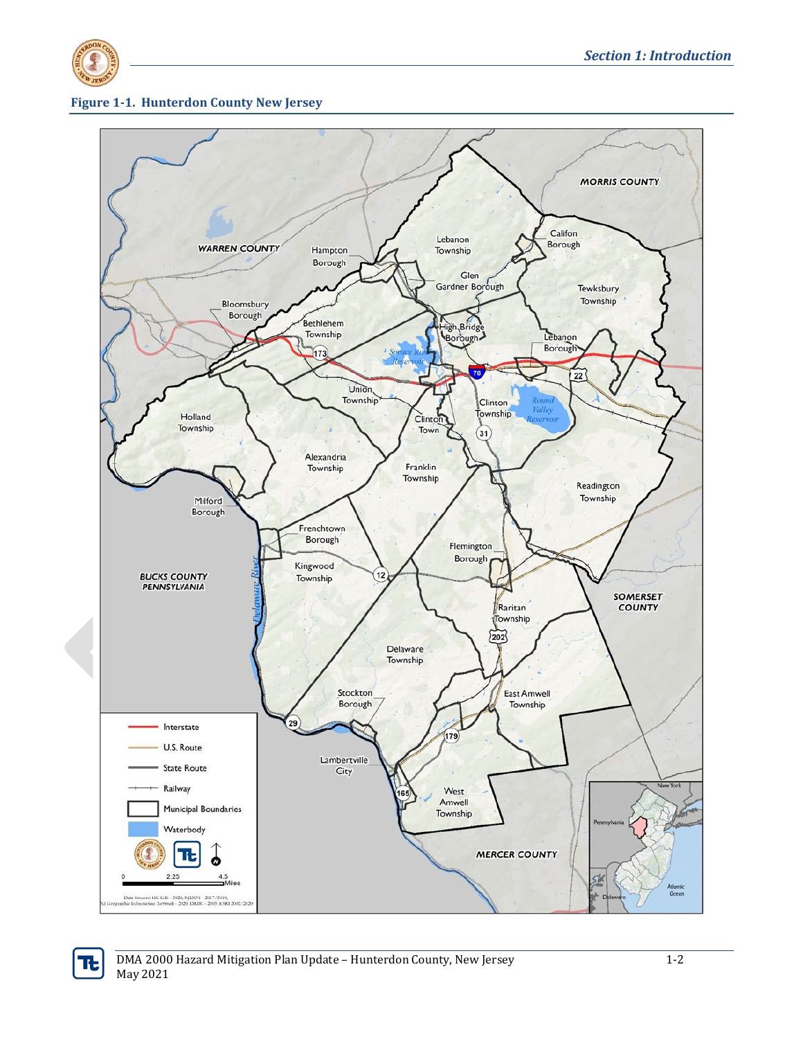**Figure 1-1. Hunterdon County New Jersey**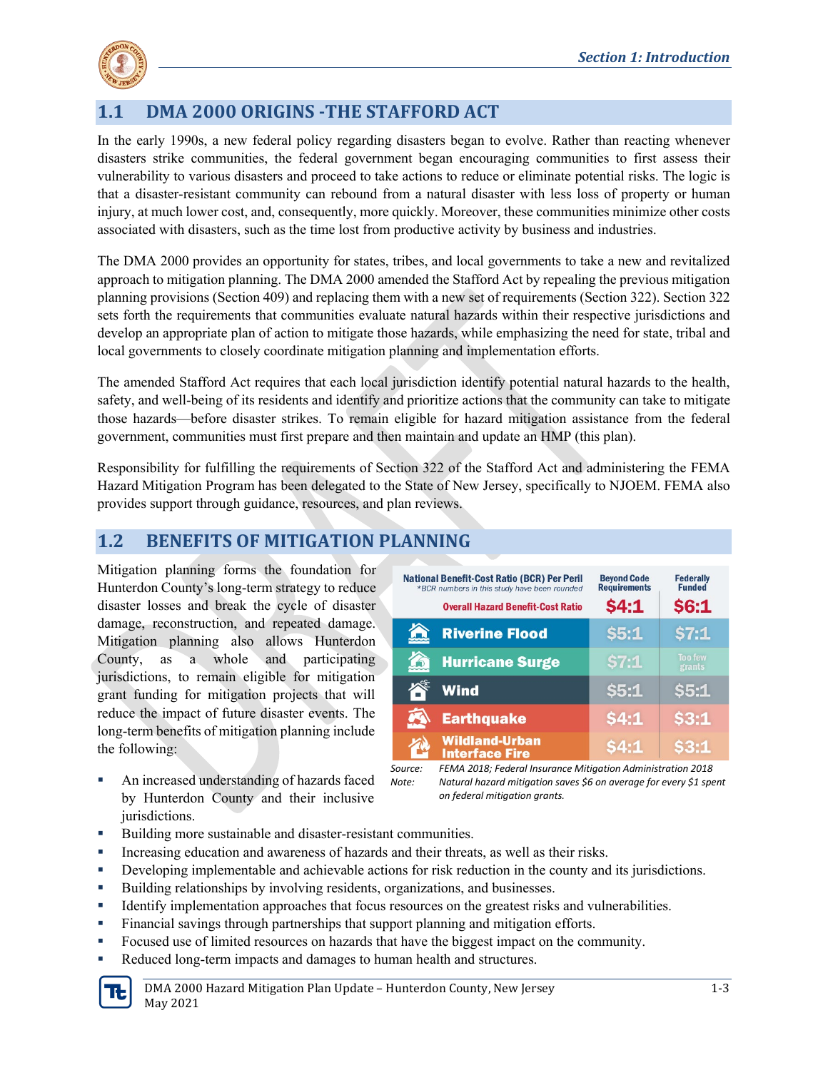## 1.1 DMA 2000 ORIGINS -THE STAFFORD ACT

In the early 1990s, a new federal policy regarding disasters began to evolve. Rather than reacting whenever disasters strike communities, the federal government began encouraging communities to first assess their vulnerability to various disasters and proceed to take actions to reduce or eliminate potential risks. The logic is that a disaster-resistant community can rebound from a natural disaster with less loss of property or human injury, at much lower cost, and, consequently, more quickly. Moreover, these communities minimize other costs associated with disasters, such as the time lost from productive activity by business and industries.

The DMA 2000 provides an opportunity for states, tribes, and local governments to take a new and revitalized approach to mitigation planning. The DMA 2000 amended the Stafford Act by repealing the previous mitigation planning provisions (Section 409) and replacing them with a new set of requirements (Section 322). Section 322 sets forth the requirements that communities evaluate natural hazards within their respective jurisdictions and develop an appropriate plan of action to mitigate those hazards, while emphasizing the need for state, tribal and local governments to closely coordinate mitigation planning and implementation efforts.

The amended Stafford Act requires that each local jurisdiction identify potential natural hazards to the health, safety, and well-being of its residents and identify and prioritize actions that the community can take to mitigate those hazards—before disaster strikes. To remain eligible for hazard mitigation assistance from the federal government, communities must first prepare and then maintain and update an HMP (this plan).

Responsibility for fulfilling the requirements of Section 322 of the Stafford Act and administering the FEMA Hazard Mitigation Program has been delegated to the State of New Jersey, specifically to NJOEM. FEMA also provides support through guidance, resources, and plan reviews.

## 1.2 BENEFITS OF MITIGATION PLANNING

Mitigation planning forms the foundation for Hunterdon County's long-term strategy to reduce disaster losses and break the cycle of disaster damage, reconstruction, and repeated damage. Mitigation planning also allows Hunterdon County, as a whole and participating jurisdictions, to remain eligible for mitigation grant funding for mitigation projects that will reduce the impact of future disaster events. The long-term benefits of mitigation planning include the following:

| National Benefit-Cost Ratio (BCR) Per Peril<br>*BCR numbers in this study have been rounded | Beyond Code Requirements | Federally Funded |
|---|---|---|
| Overall Hazard Benefit-Cost Ratio | $4:1 | $6:1 |
| Riverine Flood | $5:1 | $7:1 |
| Hurricane Surge | $7:1 | Too few grants |
| Wind | $5:1 | $5:1 |
| Earthquake | $4:1 | $3:1 |
| Wildland-Urban Interface Fire | $4:1 | $3:1 |

Source: FEMA 2018; Federal Insurance Mitigation Administration 2018
Note: Natural hazard mitigation saves $6 on average for every $1 spent on federal mitigation grants.

- An increased understanding of hazards faced by Hunterdon County and their inclusive jurisdictions.
- Building more sustainable and disaster-resistant communities.
- Increasing education and awareness of hazards and their threats, as well as their risks.
- Developing implementable and achievable actions for risk reduction in the county and its jurisdictions.
- Building relationships by involving residents, organizations, and businesses.
- Identify implementation approaches that focus resources on the greatest risks and vulnerabilities.
- Financial savings through partnerships that support planning and mitigation efforts.
- Focused use of limited resources on hazards that have the biggest impact on the community.
- Reduced long-term impacts and damages to human health and structures.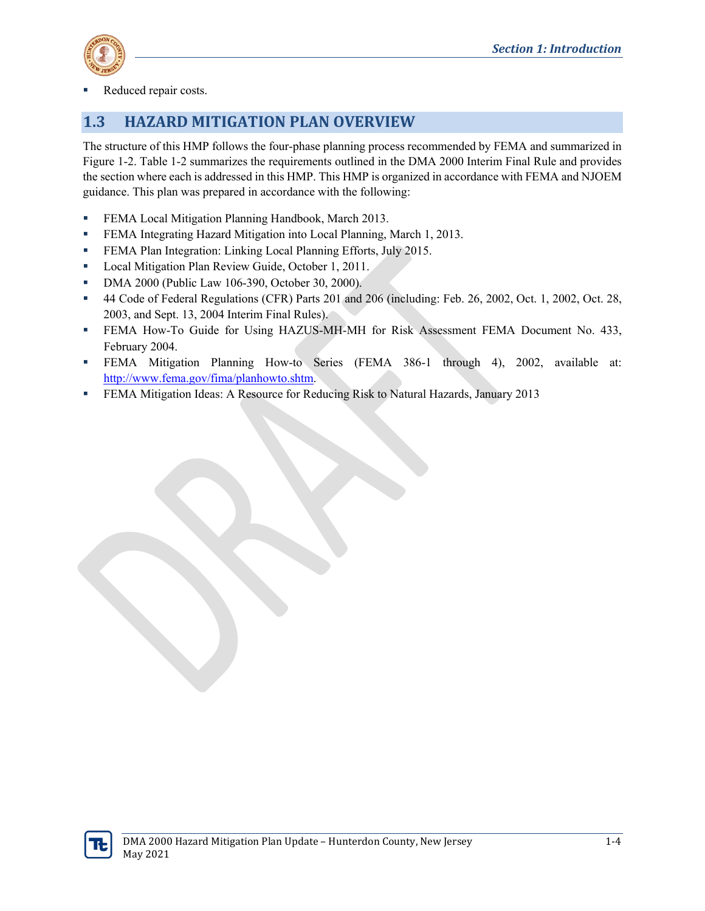- Reduced repair costs.

## 1.3 HAZARD MITIGATION PLAN OVERVIEW

The structure of this HMP follows the four-phase planning process recommended by FEMA and summarized in Figure 1-2. Table 1-2 summarizes the requirements outlined in the DMA 2000 Interim Final Rule and provides the section where each is addressed in this HMP. This HMP is organized in accordance with FEMA and NJOEM guidance. This plan was prepared in accordance with the following:

- FEMA Local Mitigation Planning Handbook, March 2013.
- FEMA Integrating Hazard Mitigation into Local Planning, March 1, 2013.
- FEMA Plan Integration: Linking Local Planning Efforts, July 2015.
- Local Mitigation Plan Review Guide, October 1, 2011.
- DMA 2000 (Public Law 106-390, October 30, 2000).
- 44 Code of Federal Regulations (CFR) Parts 201 and 206 (including: Feb. 26, 2002, Oct. 1, 2002, Oct. 28, 2003, and Sept. 13, 2004 Interim Final Rules).
- FEMA How-To Guide for Using HAZUS-MH-MH for Risk Assessment FEMA Document No. 433, February 2004.
- FEMA Mitigation Planning How-to Series (FEMA 386-1 through 4), 2002, available at: [http://www.fema.gov/fima/planhowto.shtm](http://www.fema.gov/fima/planhowto.shtm).
- FEMA Mitigation Ideas: A Resource for Reducing Risk to Natural Hazards, January 2013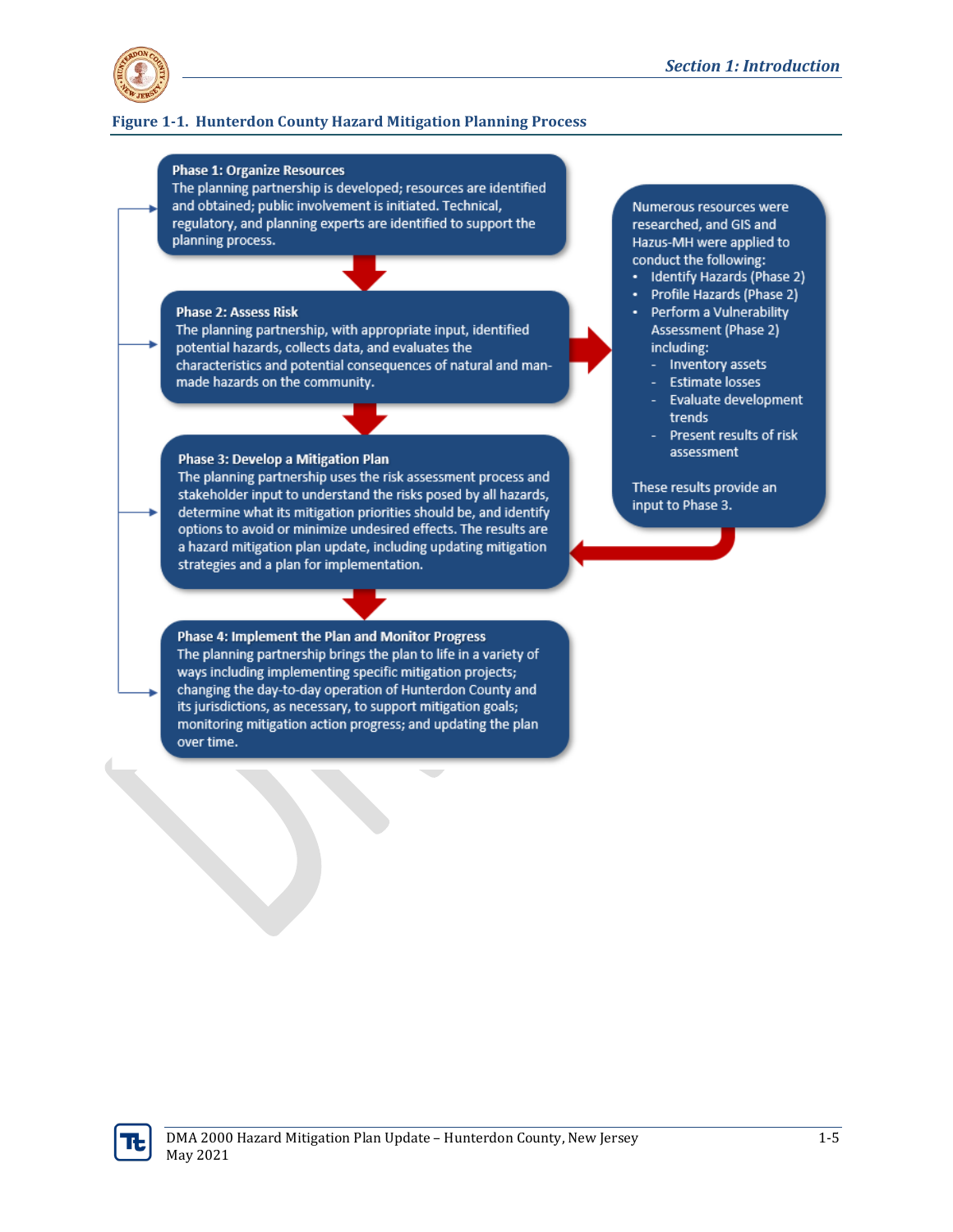**Figure 1-1. Hunterdon County Hazard Mitigation Planning Process**

**Phase 1: Organize Resources**
The planning partnership is developed; resources are identified and obtained; public involvement is initiated. Technical, regulatory, and planning experts are identified to support the planning process.

**Phase 2: Assess Risk**
The planning partnership, with appropriate input, identified potential hazards, collects data, and evaluates the characteristics and potential consequences of natural and man-made hazards on the community.

Numerous resources were researched, and GIS and Hazus-MH were applied to conduct the following:

- Identify Hazards (Phase 2)
- Profile Hazards (Phase 2)
- Perform a Vulnerability Assessment (Phase 2) including:
  - Inventory assets
  - Estimate losses
  - Evaluate development trends
  - Present results of risk assessment

These results provide an input to Phase 3.

**Phase 3: Develop a Mitigation Plan**
The planning partnership uses the risk assessment process and stakeholder input to understand the risks posed by all hazards, determine what its mitigation priorities should be, and identify options to avoid or minimize undesired effects. The results are a hazard mitigation plan update, including updating mitigation strategies and a plan for implementation.

**Phase 4: Implement the Plan and Monitor Progress**
The planning partnership brings the plan to life in a variety of ways including implementing specific mitigation projects; changing the day-to-day operation of Hunterdon County and its jurisdictions, as necessary, to support mitigation goals; monitoring mitigation action progress; and updating the plan over time.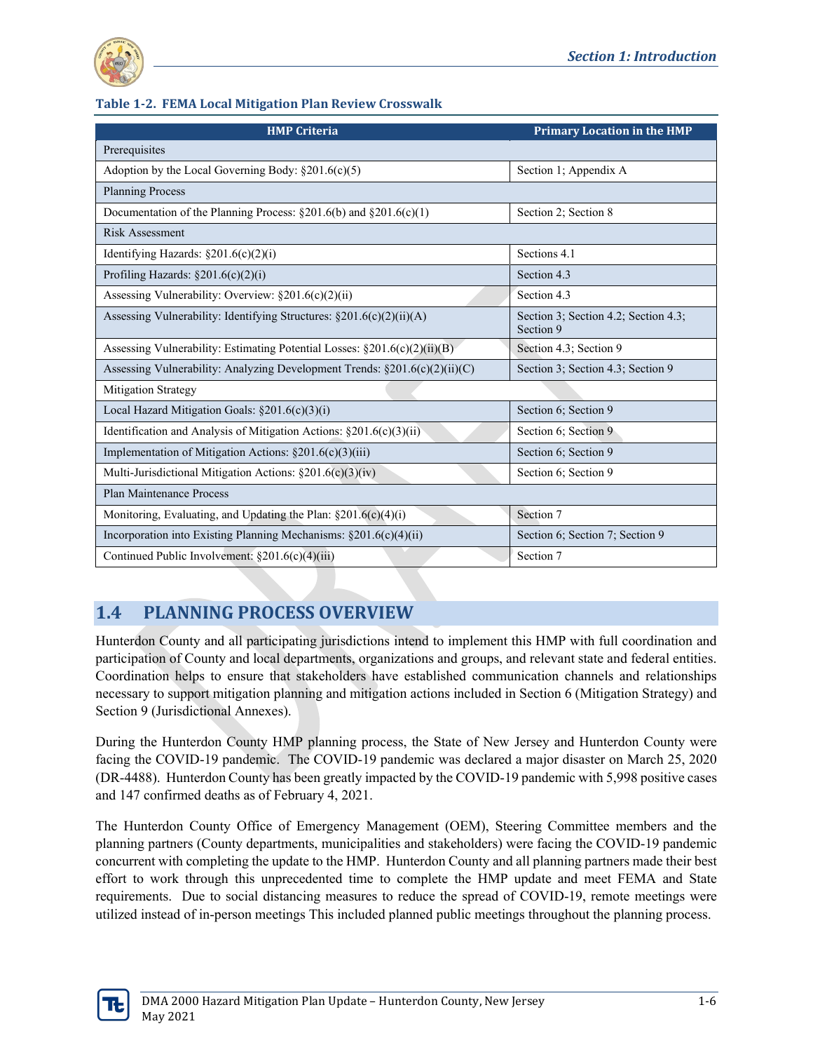**Table 1-2. FEMA Local Mitigation Plan Review Crosswalk**

| HMP Criteria | Primary Location in the HMP |
|---|---|
| Prerequisites | |
| Adoption by the Local Governing Body: §201.6(c)(5) | Section 1; Appendix A |
| Planning Process | |
| Documentation of the Planning Process: §201.6(b) and §201.6(c)(1) | Section 2; Section 8 |
| Risk Assessment | |
| Identifying Hazards: §201.6(c)(2)(i) | Sections 4.1 |
| Profiling Hazards: §201.6(c)(2)(i) | Section 4.3 |
| Assessing Vulnerability: Overview: §201.6(c)(2)(ii) | Section 4.3 |
| Assessing Vulnerability: Identifying Structures: §201.6(c)(2)(ii)(A) | Section 3; Section 4.2; Section 4.3; Section 9 |
| Assessing Vulnerability: Estimating Potential Losses: §201.6(c)(2)(ii)(B) | Section 4.3; Section 9 |
| Assessing Vulnerability: Analyzing Development Trends: §201.6(c)(2)(ii)(C) | Section 3; Section 4.3; Section 9 |
| Mitigation Strategy | |
| Local Hazard Mitigation Goals: §201.6(c)(3)(i) | Section 6; Section 9 |
| Identification and Analysis of Mitigation Actions: §201.6(c)(3)(ii) | Section 6; Section 9 |
| Implementation of Mitigation Actions: §201.6(c)(3)(iii) | Section 6; Section 9 |
| Multi-Jurisdictional Mitigation Actions: §201.6(c)(3)(iv) | Section 6; Section 9 |
| Plan Maintenance Process | |
| Monitoring, Evaluating, and Updating the Plan: §201.6(c)(4)(i) | Section 7 |
| Incorporation into Existing Planning Mechanisms: §201.6(c)(4)(ii) | Section 6; Section 7; Section 9 |
| Continued Public Involvement: §201.6(c)(4)(iii) | Section 7 |

## 1.4 PLANNING PROCESS OVERVIEW

Hunterdon County and all participating jurisdictions intend to implement this HMP with full coordination and participation of County and local departments, organizations and groups, and relevant state and federal entities. Coordination helps to ensure that stakeholders have established communication channels and relationships necessary to support mitigation planning and mitigation actions included in Section 6 (Mitigation Strategy) and Section 9 (Jurisdictional Annexes).

During the Hunterdon County HMP planning process, the State of New Jersey and Hunterdon County were facing the COVID-19 pandemic. The COVID-19 pandemic was declared a major disaster on March 25, 2020 (DR-4488). Hunterdon County has been greatly impacted by the COVID-19 pandemic with 5,998 positive cases and 147 confirmed deaths as of February 4, 2021.

The Hunterdon County Office of Emergency Management (OEM), Steering Committee members and the planning partners (County departments, municipalities and stakeholders) were facing the COVID-19 pandemic concurrent with completing the update to the HMP. Hunterdon County and all planning partners made their best effort to work through this unprecedented time to complete the HMP update and meet FEMA and State requirements. Due to social distancing measures to reduce the spread of COVID-19, remote meetings were utilized instead of in-person meetings This included planned public meetings throughout the planning process.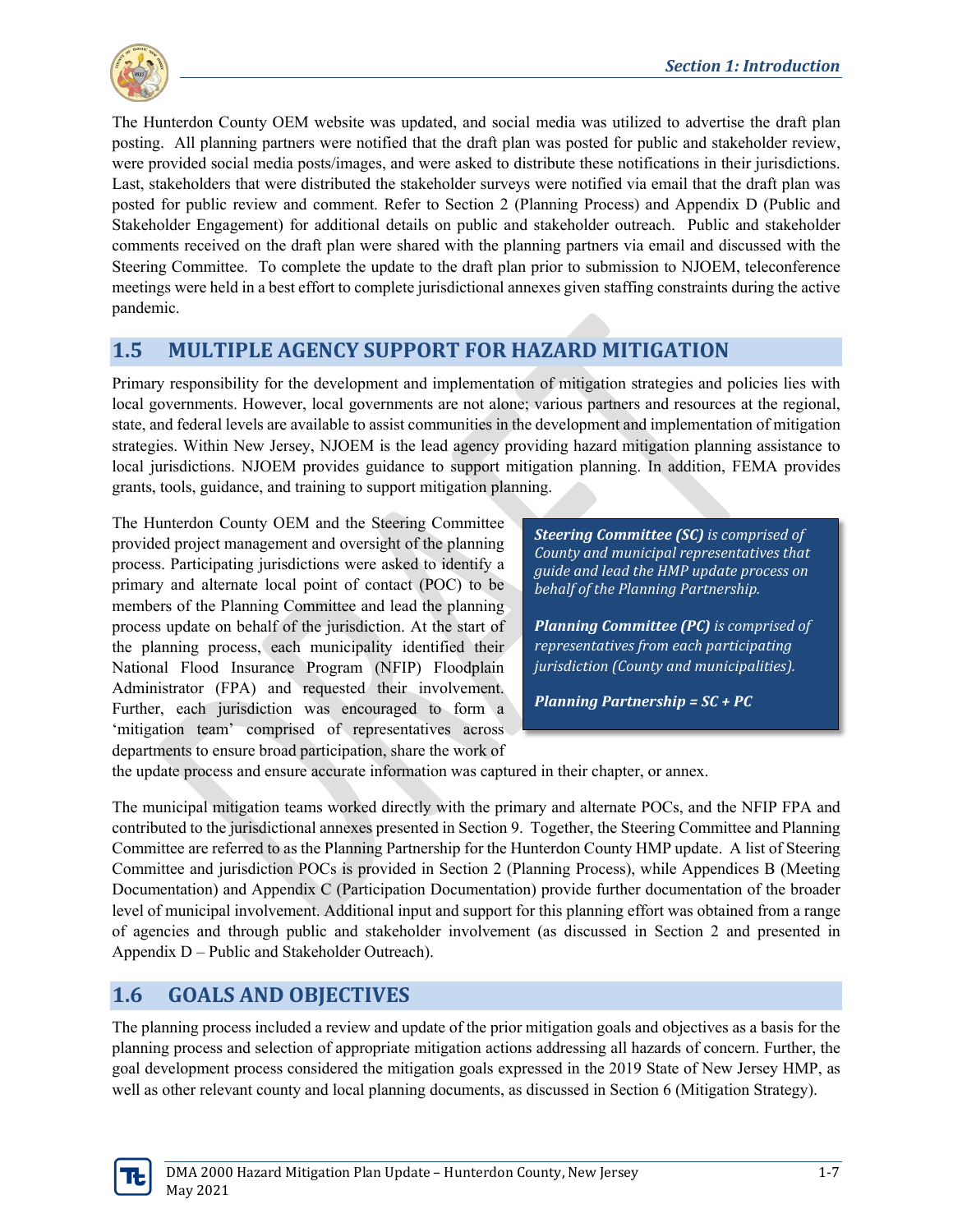The Hunterdon County OEM website was updated, and social media was utilized to advertise the draft plan posting. All planning partners were notified that the draft plan was posted for public and stakeholder review, were provided social media posts/images, and were asked to distribute these notifications in their jurisdictions. Last, stakeholders that were distributed the stakeholder surveys were notified via email that the draft plan was posted for public review and comment. Refer to Section 2 (Planning Process) and Appendix D (Public and Stakeholder Engagement) for additional details on public and stakeholder outreach. Public and stakeholder comments received on the draft plan were shared with the planning partners via email and discussed with the Steering Committee. To complete the update to the draft plan prior to submission to NJOEM, teleconference meetings were held in a best effort to complete jurisdictional annexes given staffing constraints during the active pandemic.

## 1.5 MULTIPLE AGENCY SUPPORT FOR HAZARD MITIGATION

Primary responsibility for the development and implementation of mitigation strategies and policies lies with local governments. However, local governments are not alone; various partners and resources at the regional, state, and federal levels are available to assist communities in the development and implementation of mitigation strategies. Within New Jersey, NJOEM is the lead agency providing hazard mitigation planning assistance to local jurisdictions. NJOEM provides guidance to support mitigation planning. In addition, FEMA provides grants, tools, guidance, and training to support mitigation planning.

> ***Steering Committee (SC)*** *is comprised of County and municipal representatives that guide and lead the HMP update process on behalf of the Planning Partnership.*
>
> ***Planning Committee (PC)*** *is comprised of representatives from each participating jurisdiction (County and municipalities).*
>
> ***Planning Partnership = SC + PC***

The Hunterdon County OEM and the Steering Committee provided project management and oversight of the planning process. Participating jurisdictions were asked to identify a primary and alternate local point of contact (POC) to be members of the Planning Committee and lead the planning process update on behalf of the jurisdiction. At the start of the planning process, each municipality identified their National Flood Insurance Program (NFIP) Floodplain Administrator (FPA) and requested their involvement. Further, each jurisdiction was encouraged to form a 'mitigation team' comprised of representatives across departments to ensure broad participation, share the work of the update process and ensure accurate information was captured in their chapter, or annex.

The municipal mitigation teams worked directly with the primary and alternate POCs, and the NFIP FPA and contributed to the jurisdictional annexes presented in Section 9. Together, the Steering Committee and Planning Committee are referred to as the Planning Partnership for the Hunterdon County HMP update. A list of Steering Committee and jurisdiction POCs is provided in Section 2 (Planning Process), while Appendices B (Meeting Documentation) and Appendix C (Participation Documentation) provide further documentation of the broader level of municipal involvement. Additional input and support for this planning effort was obtained from a range of agencies and through public and stakeholder involvement (as discussed in Section 2 and presented in Appendix D – Public and Stakeholder Outreach).

## 1.6 GOALS AND OBJECTIVES

The planning process included a review and update of the prior mitigation goals and objectives as a basis for the planning process and selection of appropriate mitigation actions addressing all hazards of concern. Further, the goal development process considered the mitigation goals expressed in the 2019 State of New Jersey HMP, as well as other relevant county and local planning documents, as discussed in Section 6 (Mitigation Strategy).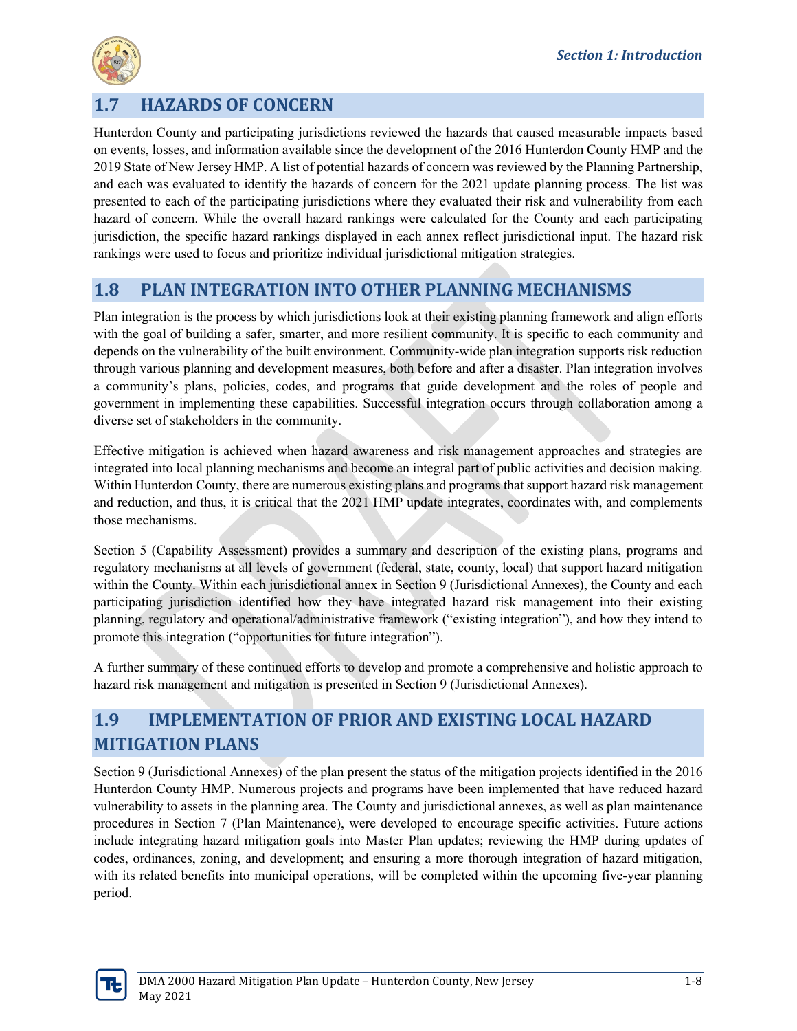## 1.7 HAZARDS OF CONCERN

Hunterdon County and participating jurisdictions reviewed the hazards that caused measurable impacts based on events, losses, and information available since the development of the 2016 Hunterdon County HMP and the 2019 State of New Jersey HMP. A list of potential hazards of concern was reviewed by the Planning Partnership, and each was evaluated to identify the hazards of concern for the 2021 update planning process. The list was presented to each of the participating jurisdictions where they evaluated their risk and vulnerability from each hazard of concern. While the overall hazard rankings were calculated for the County and each participating jurisdiction, the specific hazard rankings displayed in each annex reflect jurisdictional input. The hazard risk rankings were used to focus and prioritize individual jurisdictional mitigation strategies.

## 1.8 PLAN INTEGRATION INTO OTHER PLANNING MECHANISMS

Plan integration is the process by which jurisdictions look at their existing planning framework and align efforts with the goal of building a safer, smarter, and more resilient community. It is specific to each community and depends on the vulnerability of the built environment. Community-wide plan integration supports risk reduction through various planning and development measures, both before and after a disaster. Plan integration involves a community's plans, policies, codes, and programs that guide development and the roles of people and government in implementing these capabilities. Successful integration occurs through collaboration among a diverse set of stakeholders in the community.

Effective mitigation is achieved when hazard awareness and risk management approaches and strategies are integrated into local planning mechanisms and become an integral part of public activities and decision making. Within Hunterdon County, there are numerous existing plans and programs that support hazard risk management and reduction, and thus, it is critical that the 2021 HMP update integrates, coordinates with, and complements those mechanisms.

Section 5 (Capability Assessment) provides a summary and description of the existing plans, programs and regulatory mechanisms at all levels of government (federal, state, county, local) that support hazard mitigation within the County. Within each jurisdictional annex in Section 9 (Jurisdictional Annexes), the County and each participating jurisdiction identified how they have integrated hazard risk management into their existing planning, regulatory and operational/administrative framework ("existing integration"), and how they intend to promote this integration ("opportunities for future integration").

A further summary of these continued efforts to develop and promote a comprehensive and holistic approach to hazard risk management and mitigation is presented in Section 9 (Jurisdictional Annexes).

## 1.9 IMPLEMENTATION OF PRIOR AND EXISTING LOCAL HAZARD MITIGATION PLANS

Section 9 (Jurisdictional Annexes) of the plan present the status of the mitigation projects identified in the 2016 Hunterdon County HMP. Numerous projects and programs have been implemented that have reduced hazard vulnerability to assets in the planning area. The County and jurisdictional annexes, as well as plan maintenance procedures in Section 7 (Plan Maintenance), were developed to encourage specific activities. Future actions include integrating hazard mitigation goals into Master Plan updates; reviewing the HMP during updates of codes, ordinances, zoning, and development; and ensuring a more thorough integration of hazard mitigation, with its related benefits into municipal operations, will be completed within the upcoming five-year planning period.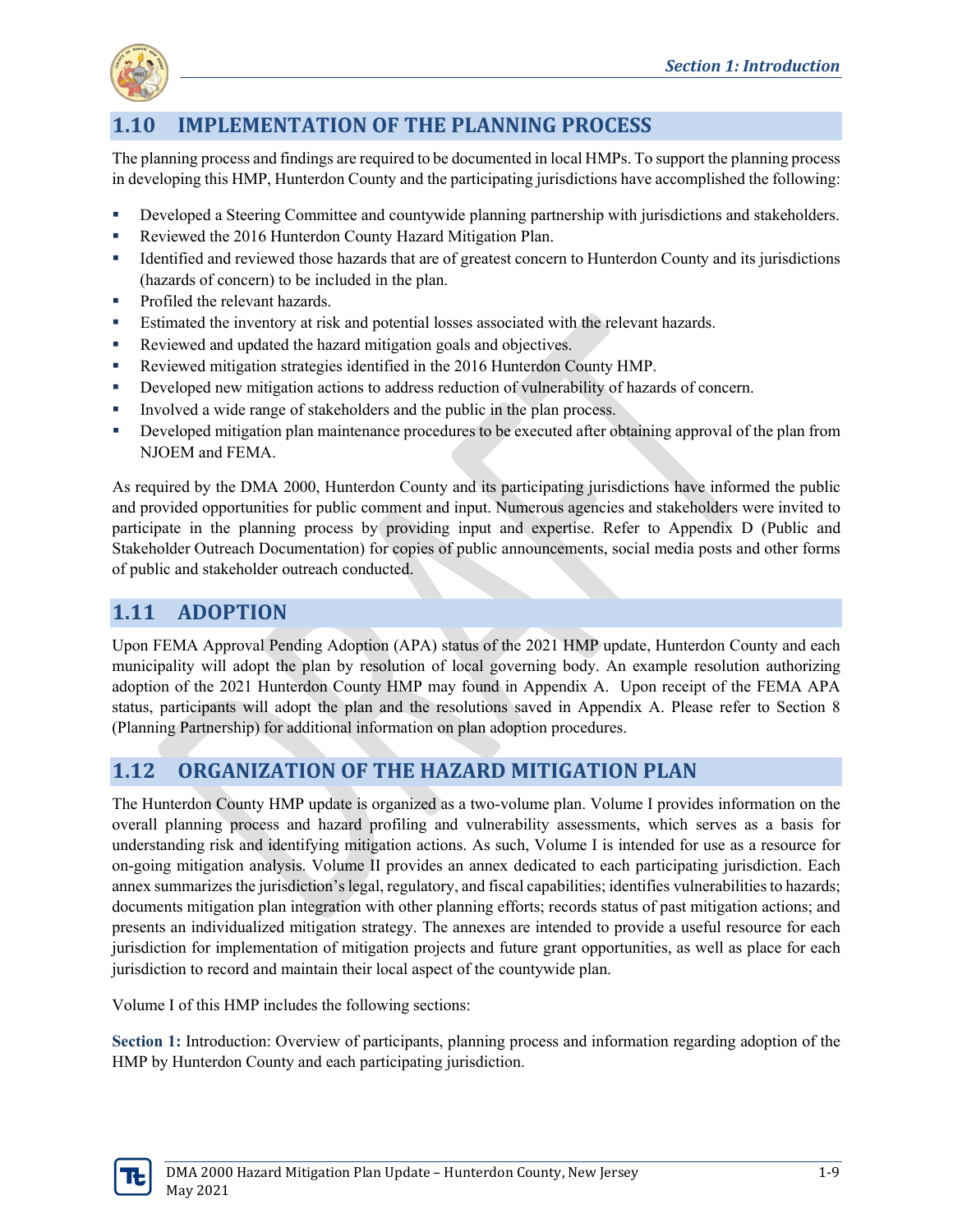## 1.10 IMPLEMENTATION OF THE PLANNING PROCESS

The planning process and findings are required to be documented in local HMPs. To support the planning process in developing this HMP, Hunterdon County and the participating jurisdictions have accomplished the following:

- Developed a Steering Committee and countywide planning partnership with jurisdictions and stakeholders.
- Reviewed the 2016 Hunterdon County Hazard Mitigation Plan.
- Identified and reviewed those hazards that are of greatest concern to Hunterdon County and its jurisdictions (hazards of concern) to be included in the plan.
- Profiled the relevant hazards.
- Estimated the inventory at risk and potential losses associated with the relevant hazards.
- Reviewed and updated the hazard mitigation goals and objectives.
- Reviewed mitigation strategies identified in the 2016 Hunterdon County HMP.
- Developed new mitigation actions to address reduction of vulnerability of hazards of concern.
- Involved a wide range of stakeholders and the public in the plan process.
- Developed mitigation plan maintenance procedures to be executed after obtaining approval of the plan from NJOEM and FEMA.

As required by the DMA 2000, Hunterdon County and its participating jurisdictions have informed the public and provided opportunities for public comment and input. Numerous agencies and stakeholders were invited to participate in the planning process by providing input and expertise. Refer to Appendix D (Public and Stakeholder Outreach Documentation) for copies of public announcements, social media posts and other forms of public and stakeholder outreach conducted.

## 1.11 ADOPTION

Upon FEMA Approval Pending Adoption (APA) status of the 2021 HMP update, Hunterdon County and each municipality will adopt the plan by resolution of local governing body. An example resolution authorizing adoption of the 2021 Hunterdon County HMP may found in Appendix A. Upon receipt of the FEMA APA status, participants will adopt the plan and the resolutions saved in Appendix A. Please refer to Section 8 (Planning Partnership) for additional information on plan adoption procedures.

## 1.12 ORGANIZATION OF THE HAZARD MITIGATION PLAN

The Hunterdon County HMP update is organized as a two-volume plan. Volume I provides information on the overall planning process and hazard profiling and vulnerability assessments, which serves as a basis for understanding risk and identifying mitigation actions. As such, Volume I is intended for use as a resource for on-going mitigation analysis. Volume II provides an annex dedicated to each participating jurisdiction. Each annex summarizes the jurisdiction's legal, regulatory, and fiscal capabilities; identifies vulnerabilities to hazards; documents mitigation plan integration with other planning efforts; records status of past mitigation actions; and presents an individualized mitigation strategy. The annexes are intended to provide a useful resource for each jurisdiction for implementation of mitigation projects and future grant opportunities, as well as place for each jurisdiction to record and maintain their local aspect of the countywide plan.

Volume I of this HMP includes the following sections:

**Section 1:** Introduction: Overview of participants, planning process and information regarding adoption of the HMP by Hunterdon County and each participating jurisdiction.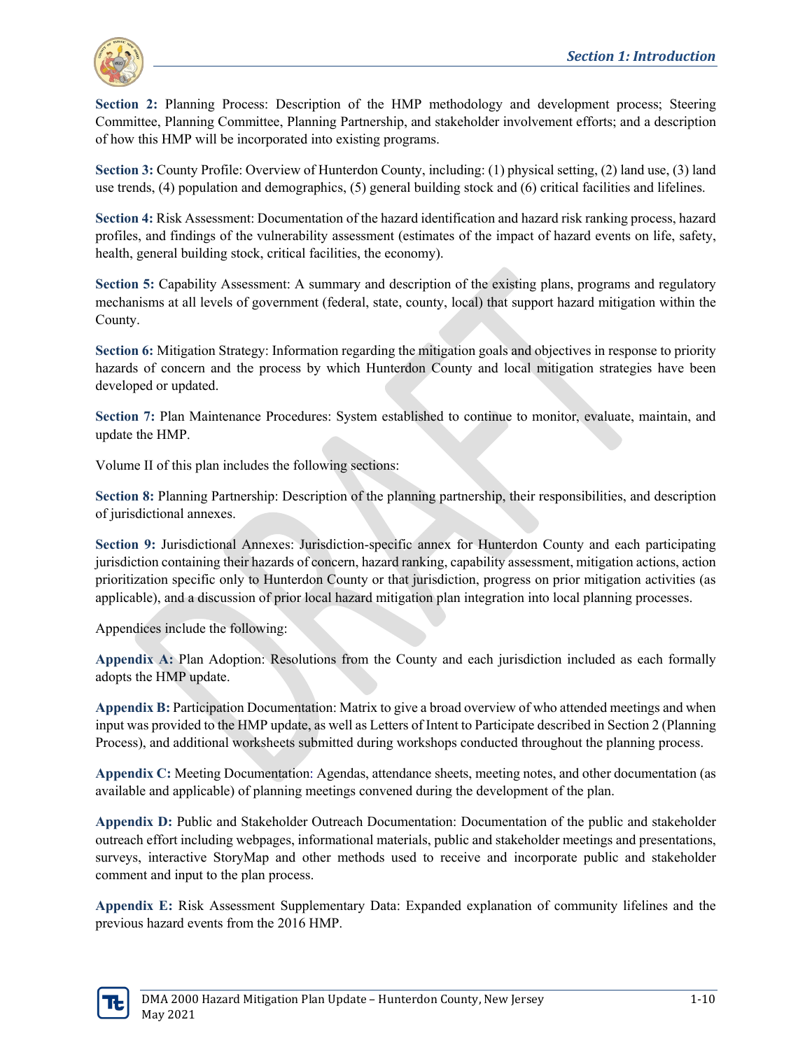**Section 2:** Planning Process: Description of the HMP methodology and development process; Steering Committee, Planning Committee, Planning Partnership, and stakeholder involvement efforts; and a description of how this HMP will be incorporated into existing programs.

**Section 3:** County Profile: Overview of Hunterdon County, including: (1) physical setting, (2) land use, (3) land use trends, (4) population and demographics, (5) general building stock and (6) critical facilities and lifelines.

**Section 4:** Risk Assessment: Documentation of the hazard identification and hazard risk ranking process, hazard profiles, and findings of the vulnerability assessment (estimates of the impact of hazard events on life, safety, health, general building stock, critical facilities, the economy).

**Section 5:** Capability Assessment: A summary and description of the existing plans, programs and regulatory mechanisms at all levels of government (federal, state, county, local) that support hazard mitigation within the County.

**Section 6:** Mitigation Strategy: Information regarding the mitigation goals and objectives in response to priority hazards of concern and the process by which Hunterdon County and local mitigation strategies have been developed or updated.

**Section 7:** Plan Maintenance Procedures: System established to continue to monitor, evaluate, maintain, and update the HMP.

Volume II of this plan includes the following sections:

**Section 8:** Planning Partnership: Description of the planning partnership, their responsibilities, and description of jurisdictional annexes.

**Section 9:** Jurisdictional Annexes: Jurisdiction-specific annex for Hunterdon County and each participating jurisdiction containing their hazards of concern, hazard ranking, capability assessment, mitigation actions, action prioritization specific only to Hunterdon County or that jurisdiction, progress on prior mitigation activities (as applicable), and a discussion of prior local hazard mitigation plan integration into local planning processes.

Appendices include the following:

**Appendix A:** Plan Adoption: Resolutions from the County and each jurisdiction included as each formally adopts the HMP update.

**Appendix B:** Participation Documentation: Matrix to give a broad overview of who attended meetings and when input was provided to the HMP update, as well as Letters of Intent to Participate described in Section 2 (Planning Process), and additional worksheets submitted during workshops conducted throughout the planning process.

**Appendix C:** Meeting Documentation: Agendas, attendance sheets, meeting notes, and other documentation (as available and applicable) of planning meetings convened during the development of the plan.

**Appendix D:** Public and Stakeholder Outreach Documentation: Documentation of the public and stakeholder outreach effort including webpages, informational materials, public and stakeholder meetings and presentations, surveys, interactive StoryMap and other methods used to receive and incorporate public and stakeholder comment and input to the plan process.

**Appendix E:** Risk Assessment Supplementary Data: Expanded explanation of community lifelines and the previous hazard events from the 2016 HMP.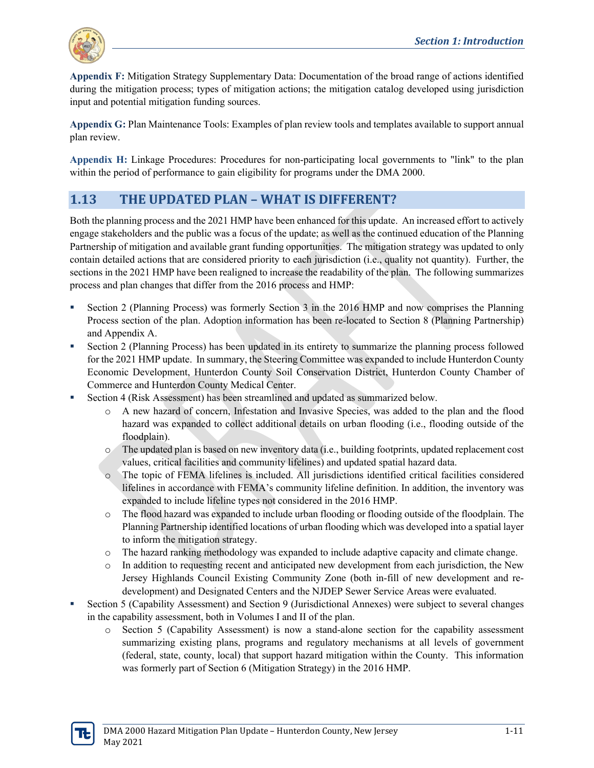**Appendix F:** Mitigation Strategy Supplementary Data: Documentation of the broad range of actions identified during the mitigation process; types of mitigation actions; the mitigation catalog developed using jurisdiction input and potential mitigation funding sources.

**Appendix G:** Plan Maintenance Tools: Examples of plan review tools and templates available to support annual plan review.

**Appendix H:** Linkage Procedures: Procedures for non-participating local governments to "link" to the plan within the period of performance to gain eligibility for programs under the DMA 2000.

## 1.13 THE UPDATED PLAN – WHAT IS DIFFERENT?

Both the planning process and the 2021 HMP have been enhanced for this update. An increased effort to actively engage stakeholders and the public was a focus of the update; as well as the continued education of the Planning Partnership of mitigation and available grant funding opportunities. The mitigation strategy was updated to only contain detailed actions that are considered priority to each jurisdiction (i.e., quality not quantity). Further, the sections in the 2021 HMP have been realigned to increase the readability of the plan. The following summarizes process and plan changes that differ from the 2016 process and HMP:

- Section 2 (Planning Process) was formerly Section 3 in the 2016 HMP and now comprises the Planning Process section of the plan. Adoption information has been re-located to Section 8 (Planning Partnership) and Appendix A.
- Section 2 (Planning Process) has been updated in its entirety to summarize the planning process followed for the 2021 HMP update. In summary, the Steering Committee was expanded to include Hunterdon County Economic Development, Hunterdon County Soil Conservation District, Hunterdon County Chamber of Commerce and Hunterdon County Medical Center.
- Section 4 (Risk Assessment) has been streamlined and updated as summarized below.
  - A new hazard of concern, Infestation and Invasive Species, was added to the plan and the flood hazard was expanded to collect additional details on urban flooding (i.e., flooding outside of the floodplain).
  - The updated plan is based on new inventory data (i.e., building footprints, updated replacement cost values, critical facilities and community lifelines) and updated spatial hazard data.
  - The topic of FEMA lifelines is included. All jurisdictions identified critical facilities considered lifelines in accordance with FEMA's community lifeline definition. In addition, the inventory was expanded to include lifeline types not considered in the 2016 HMP.
  - The flood hazard was expanded to include urban flooding or flooding outside of the floodplain. The Planning Partnership identified locations of urban flooding which was developed into a spatial layer to inform the mitigation strategy.
  - The hazard ranking methodology was expanded to include adaptive capacity and climate change.
  - In addition to requesting recent and anticipated new development from each jurisdiction, the New Jersey Highlands Council Existing Community Zone (both in-fill of new development and re-development) and Designated Centers and the NJDEP Sewer Service Areas were evaluated.
- Section 5 (Capability Assessment) and Section 9 (Jurisdictional Annexes) were subject to several changes in the capability assessment, both in Volumes I and II of the plan.
  - Section 5 (Capability Assessment) is now a stand-alone section for the capability assessment summarizing existing plans, programs and regulatory mechanisms at all levels of government (federal, state, county, local) that support hazard mitigation within the County. This information was formerly part of Section 6 (Mitigation Strategy) in the 2016 HMP.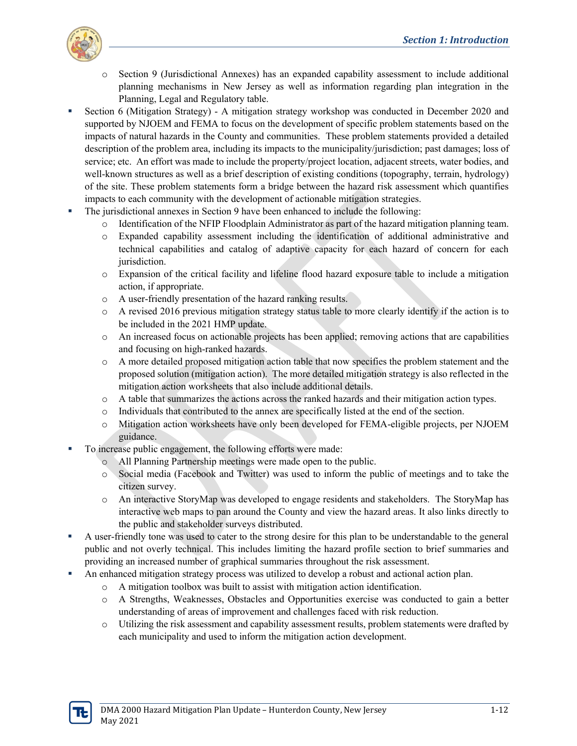- Section 9 (Jurisdictional Annexes) has an expanded capability assessment to include additional planning mechanisms in New Jersey as well as information regarding plan integration in the Planning, Legal and Regulatory table.
- Section 6 (Mitigation Strategy) - A mitigation strategy workshop was conducted in December 2020 and supported by NJOEM and FEMA to focus on the development of specific problem statements based on the impacts of natural hazards in the County and communities. These problem statements provided a detailed description of the problem area, including its impacts to the municipality/jurisdiction; past damages; loss of service; etc. An effort was made to include the property/project location, adjacent streets, water bodies, and well-known structures as well as a brief description of existing conditions (topography, terrain, hydrology) of the site. These problem statements form a bridge between the hazard risk assessment which quantifies impacts to each community with the development of actionable mitigation strategies.
- The jurisdictional annexes in Section 9 have been enhanced to include the following:
    - Identification of the NFIP Floodplain Administrator as part of the hazard mitigation planning team.
    - Expanded capability assessment including the identification of additional administrative and technical capabilities and catalog of adaptive capacity for each hazard of concern for each jurisdiction.
    - Expansion of the critical facility and lifeline flood hazard exposure table to include a mitigation action, if appropriate.
    - A user-friendly presentation of the hazard ranking results.
    - A revised 2016 previous mitigation strategy status table to more clearly identify if the action is to be included in the 2021 HMP update.
    - An increased focus on actionable projects has been applied; removing actions that are capabilities and focusing on high-ranked hazards.
    - A more detailed proposed mitigation action table that now specifies the problem statement and the proposed solution (mitigation action). The more detailed mitigation strategy is also reflected in the mitigation action worksheets that also include additional details.
    - A table that summarizes the actions across the ranked hazards and their mitigation action types.
    - Individuals that contributed to the annex are specifically listed at the end of the section.
    - Mitigation action worksheets have only been developed for FEMA-eligible projects, per NJOEM guidance.
- To increase public engagement, the following efforts were made:
    - All Planning Partnership meetings were made open to the public.
    - Social media (Facebook and Twitter) was used to inform the public of meetings and to take the citizen survey.
    - An interactive StoryMap was developed to engage residents and stakeholders. The StoryMap has interactive web maps to pan around the County and view the hazard areas. It also links directly to the public and stakeholder surveys distributed.
- A user-friendly tone was used to cater to the strong desire for this plan to be understandable to the general public and not overly technical. This includes limiting the hazard profile section to brief summaries and providing an increased number of graphical summaries throughout the risk assessment.
- An enhanced mitigation strategy process was utilized to develop a robust and actional action plan.
    - A mitigation toolbox was built to assist with mitigation action identification.
    - A Strengths, Weaknesses, Obstacles and Opportunities exercise was conducted to gain a better understanding of areas of improvement and challenges faced with risk reduction.
    - Utilizing the risk assessment and capability assessment results, problem statements were drafted by each municipality and used to inform the mitigation action development.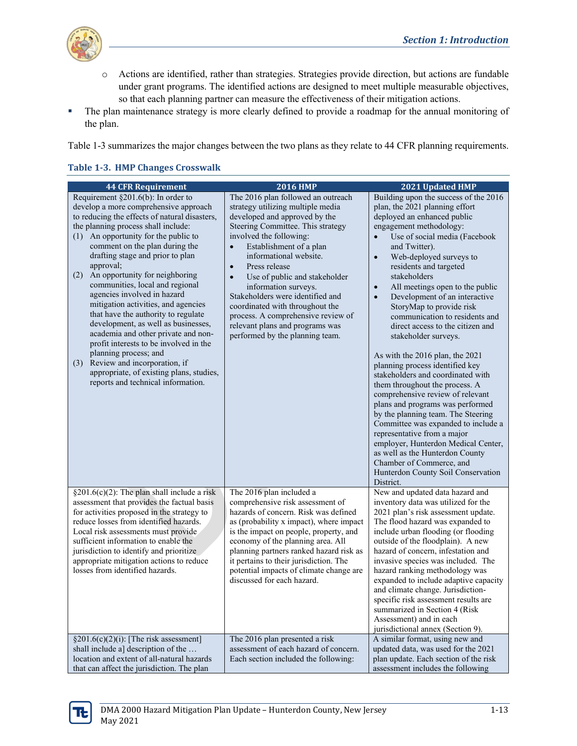- Actions are identified, rather than strategies. Strategies provide direction, but actions are fundable under grant programs. The identified actions are designed to meet multiple measurable objectives, so that each planning partner can measure the effectiveness of their mitigation actions.

- The plan maintenance strategy is more clearly defined to provide a roadmap for the annual monitoring of the plan.

Table 1-3 summarizes the major changes between the two plans as they relate to 44 CFR planning requirements.

**Table 1-3. HMP Changes Crosswalk**

| 44 CFR Requirement | 2016 HMP | 2021 Updated HMP |
|---|---|---|
| Requirement §201.6(b): In order to develop a more comprehensive approach to reducing the effects of natural disasters, the planning process shall include: (1) An opportunity for the public to comment on the plan during the drafting stage and prior to plan approval; (2) An opportunity for neighboring communities, local and regional agencies involved in hazard mitigation activities, and agencies that have the authority to regulate development, as well as businesses, academia and other private and non-profit interests to be involved in the planning process; and (3) Review and incorporation, if appropriate, of existing plans, studies, reports and technical information. | The 2016 plan followed an outreach strategy utilizing multiple media developed and approved by the Steering Committee. This strategy involved the following: • Establishment of a plan informational website. • Press release • Use of public and stakeholder information surveys. Stakeholders were identified and coordinated with throughout the process. A comprehensive review of relevant plans and programs was performed by the planning team. | Building upon the success of the 2016 plan, the 2021 planning effort deployed an enhanced public engagement methodology: • Use of social media (Facebook and Twitter). • Web-deployed surveys to residents and targeted stakeholders • All meetings open to the public • Development of an interactive StoryMap to provide risk communication to residents and direct access to the citizen and stakeholder surveys. As with the 2016 plan, the 2021 planning process identified key stakeholders and coordinated with them throughout the process. A comprehensive review of relevant plans and programs was performed by the planning team. The Steering Committee was expanded to include a representative from a major employer, Hunterdon Medical Center, as well as the Hunterdon County Chamber of Commerce, and Hunterdon County Soil Conservation District. |
| §201.6(c)(2): The plan shall include a risk assessment that provides the factual basis for activities proposed in the strategy to reduce losses from identified hazards. Local risk assessments must provide sufficient information to enable the jurisdiction to identify and prioritize appropriate mitigation actions to reduce losses from identified hazards. | The 2016 plan included a comprehensive risk assessment of hazards of concern. Risk was defined as (probability x impact), where impact is the impact on people, property, and economy of the planning area. All planning partners ranked hazard risk as it pertains to their jurisdiction. The potential impacts of climate change are discussed for each hazard. | New and updated data hazard and inventory data was utilized for the 2021 plan's risk assessment update. The flood hazard was expanded to include urban flooding (or flooding outside of the floodplain). A new hazard of concern, infestation and invasive species was included. The hazard ranking methodology was expanded to include adaptive capacity and climate change. Jurisdiction-specific risk assessment results are summarized in Section 4 (Risk Assessment) and in each jurisdictional annex (Section 9). |
| §201.6(c)(2)(i): [The risk assessment] shall include a] description of the … location and extent of all-natural hazards that can affect the jurisdiction. The plan | The 2016 plan presented a risk assessment of each hazard of concern. Each section included the following: | A similar format, using new and updated data, was used for the 2021 plan update. Each section of the risk assessment includes the following |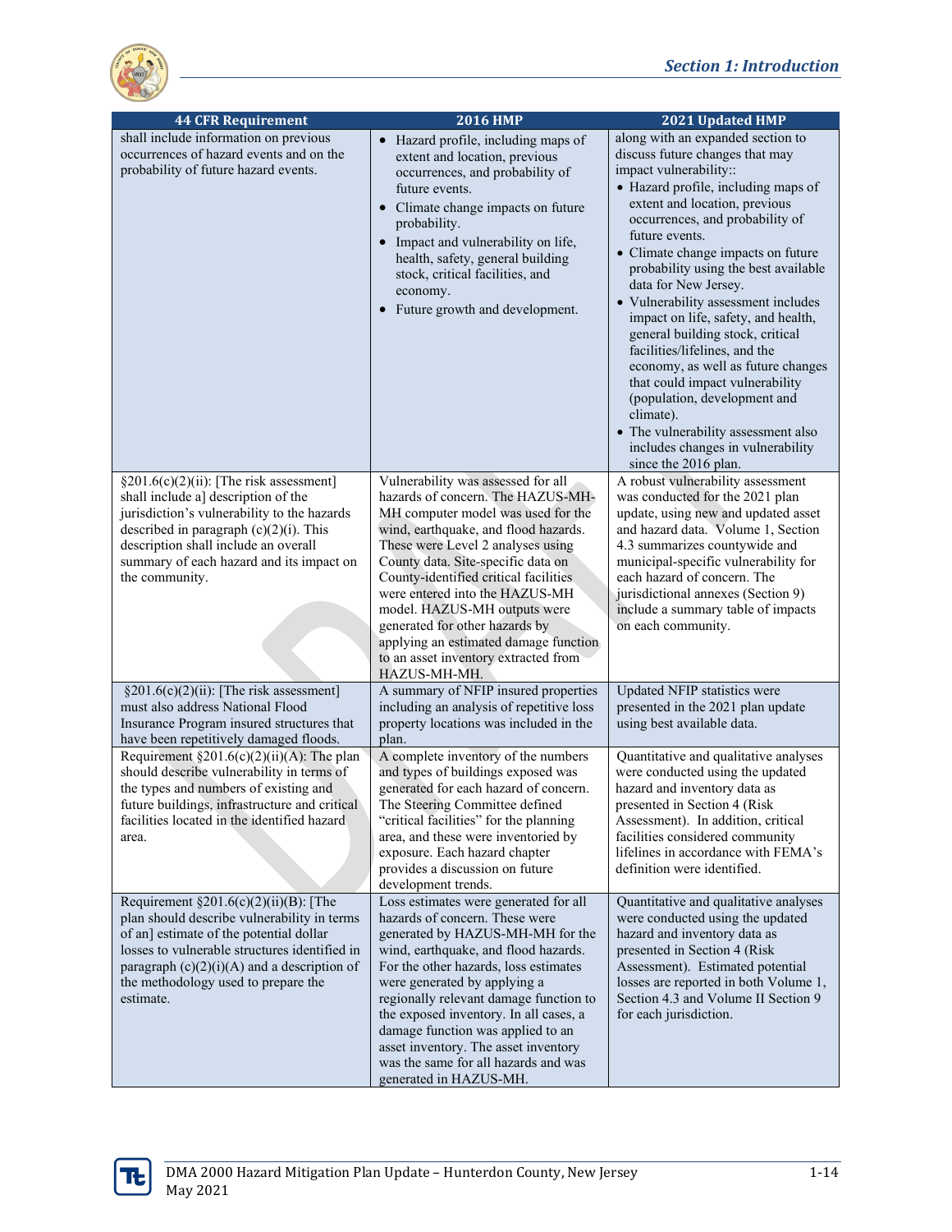| 44 CFR Requirement | 2016 HMP | 2021 Updated HMP |
|---|---|---|
| shall include information on previous occurrences of hazard events and on the probability of future hazard events. | • Hazard profile, including maps of extent and location, previous occurrences, and probability of future events.<br>• Climate change impacts on future probability.<br>• Impact and vulnerability on life, health, safety, general building stock, critical facilities, and economy.<br>• Future growth and development. | along with an expanded section to discuss future changes that may impact vulnerability::<br>• Hazard profile, including maps of extent and location, previous occurrences, and probability of future events.<br>• Climate change impacts on future probability using the best available data for New Jersey.<br>• Vulnerability assessment includes impact on life, safety, and health, general building stock, critical facilities/lifelines, and the economy, as well as future changes that could impact vulnerability (population, development and climate).<br>• The vulnerability assessment also includes changes in vulnerability since the 2016 plan. |
| §201.6(c)(2)(ii): [The risk assessment] shall include a] description of the jurisdiction's vulnerability to the hazards described in paragraph (c)(2)(i). This description shall include an overall summary of each hazard and its impact on the community. | Vulnerability was assessed for all hazards of concern. The HAZUS-MH-MH computer model was used for the wind, earthquake, and flood hazards. These were Level 2 analyses using County data. Site-specific data on County-identified critical facilities were entered into the HAZUS-MH model. HAZUS-MH outputs were generated for other hazards by applying an estimated damage function to an asset inventory extracted from HAZUS-MH-MH. | A robust vulnerability assessment was conducted for the 2021 plan update, using new and updated asset and hazard data. Volume 1, Section 4.3 summarizes countywide and municipal-specific vulnerability for each hazard of concern. The jurisdictional annexes (Section 9) include a summary table of impacts on each community. |
| §201.6(c)(2)(ii): [The risk assessment] must also address National Flood Insurance Program insured structures that have been repetitively damaged floods. | A summary of NFIP insured properties including an analysis of repetitive loss property locations was included in the plan. | Updated NFIP statistics were presented in the 2021 plan update using best available data. |
| Requirement §201.6(c)(2)(ii)(A): The plan should describe vulnerability in terms of the types and numbers of existing and future buildings, infrastructure and critical facilities located in the identified hazard area. | A complete inventory of the numbers and types of buildings exposed was generated for each hazard of concern. The Steering Committee defined "critical facilities" for the planning area, and these were inventoried by exposure. Each hazard chapter provides a discussion on future development trends. | Quantitative and qualitative analyses were conducted using the updated hazard and inventory data as presented in Section 4 (Risk Assessment). In addition, critical facilities considered community lifelines in accordance with FEMA's definition were identified. |
| Requirement §201.6(c)(2)(ii)(B): [The plan should describe vulnerability in terms of an] estimate of the potential dollar losses to vulnerable structures identified in paragraph (c)(2)(i)(A) and a description of the methodology used to prepare the estimate. | Loss estimates were generated for all hazards of concern. These were generated by HAZUS-MH-MH for the wind, earthquake, and flood hazards. For the other hazards, loss estimates were generated by applying a regionally relevant damage function to the exposed inventory. In all cases, a damage function was applied to an asset inventory. The asset inventory was the same for all hazards and was generated in HAZUS-MH. | Quantitative and qualitative analyses were conducted using the updated hazard and inventory data as presented in Section 4 (Risk Assessment). Estimated potential losses are reported in both Volume 1, Section 4.3 and Volume II Section 9 for each jurisdiction. |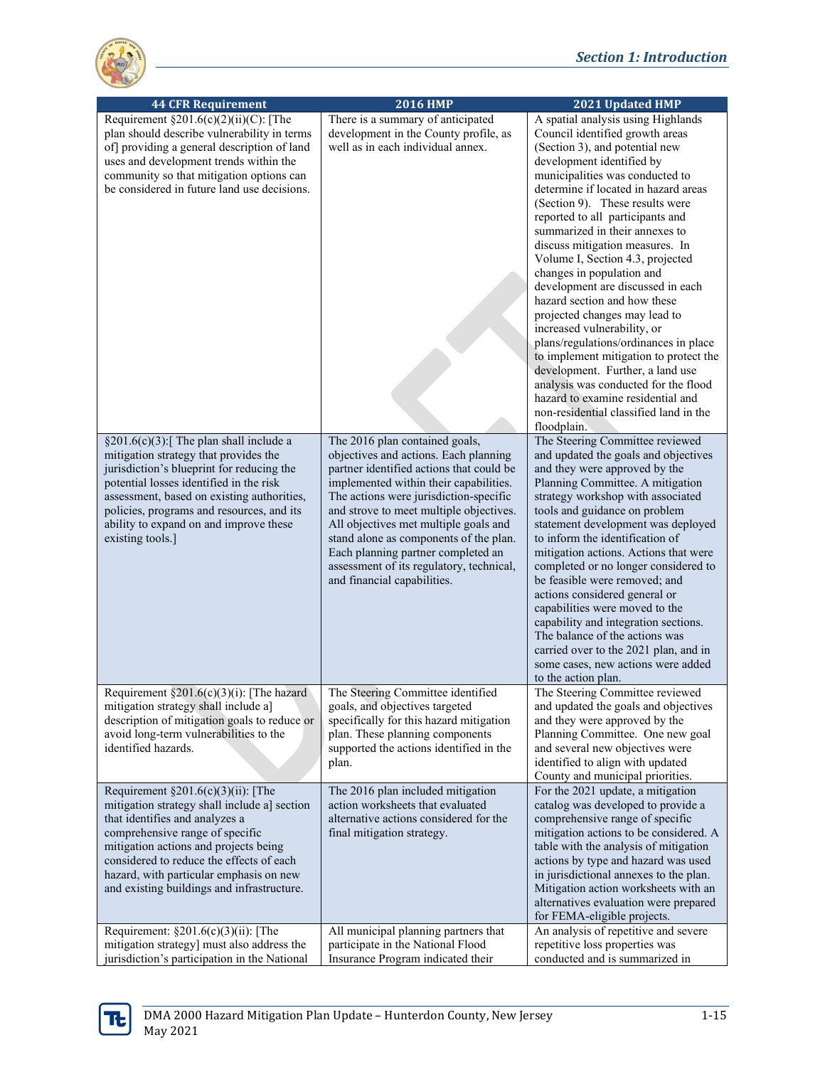| 44 CFR Requirement | 2016 HMP | 2021 Updated HMP |
| --- | --- | --- |
| Requirement §201.6(c)(2)(ii)(C): [The plan should describe vulnerability in terms of] providing a general description of land uses and development trends within the community so that mitigation options can be considered in future land use decisions. | There is a summary of anticipated development in the County profile, as well as in each individual annex. | A spatial analysis using Highlands Council identified growth areas (Section 3), and potential new development identified by municipalities was conducted to determine if located in hazard areas (Section 9). These results were reported to all participants and summarized in their annexes to discuss mitigation measures. In Volume I, Section 4.3, projected changes in population and development are discussed in each hazard section and how these projected changes may lead to increased vulnerability, or plans/regulations/ordinances in place to implement mitigation to protect the development. Further, a land use analysis was conducted for the flood hazard to examine residential and non-residential classified land in the floodplain. |
| §201.6(c)(3):[ The plan shall include a mitigation strategy that provides the jurisdiction's blueprint for reducing the potential losses identified in the risk assessment, based on existing authorities, policies, programs and resources, and its ability to expand on and improve these existing tools.] | The 2016 plan contained goals, objectives and actions. Each planning partner identified actions that could be implemented within their capabilities. The actions were jurisdiction-specific and strove to meet multiple objectives. All objectives met multiple goals and stand alone as components of the plan. Each planning partner completed an assessment of its regulatory, technical, and financial capabilities. | The Steering Committee reviewed and updated the goals and objectives and they were approved by the Planning Committee. A mitigation strategy workshop with associated tools and guidance on problem statement development was deployed to inform the identification of mitigation actions. Actions that were completed or no longer considered to be feasible were removed; and actions considered general or capabilities were moved to the capability and integration sections. The balance of the actions was carried over to the 2021 plan, and in some cases, new actions were added to the action plan. |
| Requirement §201.6(c)(3)(i): [The hazard mitigation strategy shall include a] description of mitigation goals to reduce or avoid long-term vulnerabilities to the identified hazards. | The Steering Committee identified goals, and objectives targeted specifically for this hazard mitigation plan. These planning components supported the actions identified in the plan. | The Steering Committee reviewed and updated the goals and objectives and they were approved by the Planning Committee. One new goal and several new objectives were identified to align with updated County and municipal priorities. |
| Requirement §201.6(c)(3)(ii): [The mitigation strategy shall include a] section that identifies and analyzes a comprehensive range of specific mitigation actions and projects being considered to reduce the effects of each hazard, with particular emphasis on new and existing buildings and infrastructure. | The 2016 plan included mitigation action worksheets that evaluated alternative actions considered for the final mitigation strategy. | For the 2021 update, a mitigation catalog was developed to provide a comprehensive range of specific mitigation actions to be considered. A table with the analysis of mitigation actions by type and hazard was used in jurisdictional annexes to the plan. Mitigation action worksheets with an alternatives evaluation were prepared for FEMA-eligible projects. |
| Requirement: §201.6(c)(3)(ii): [The mitigation strategy] must also address the jurisdiction's participation in the National | All municipal planning partners that participate in the National Flood Insurance Program indicated their | An analysis of repetitive and severe repetitive loss properties was conducted and is summarized in |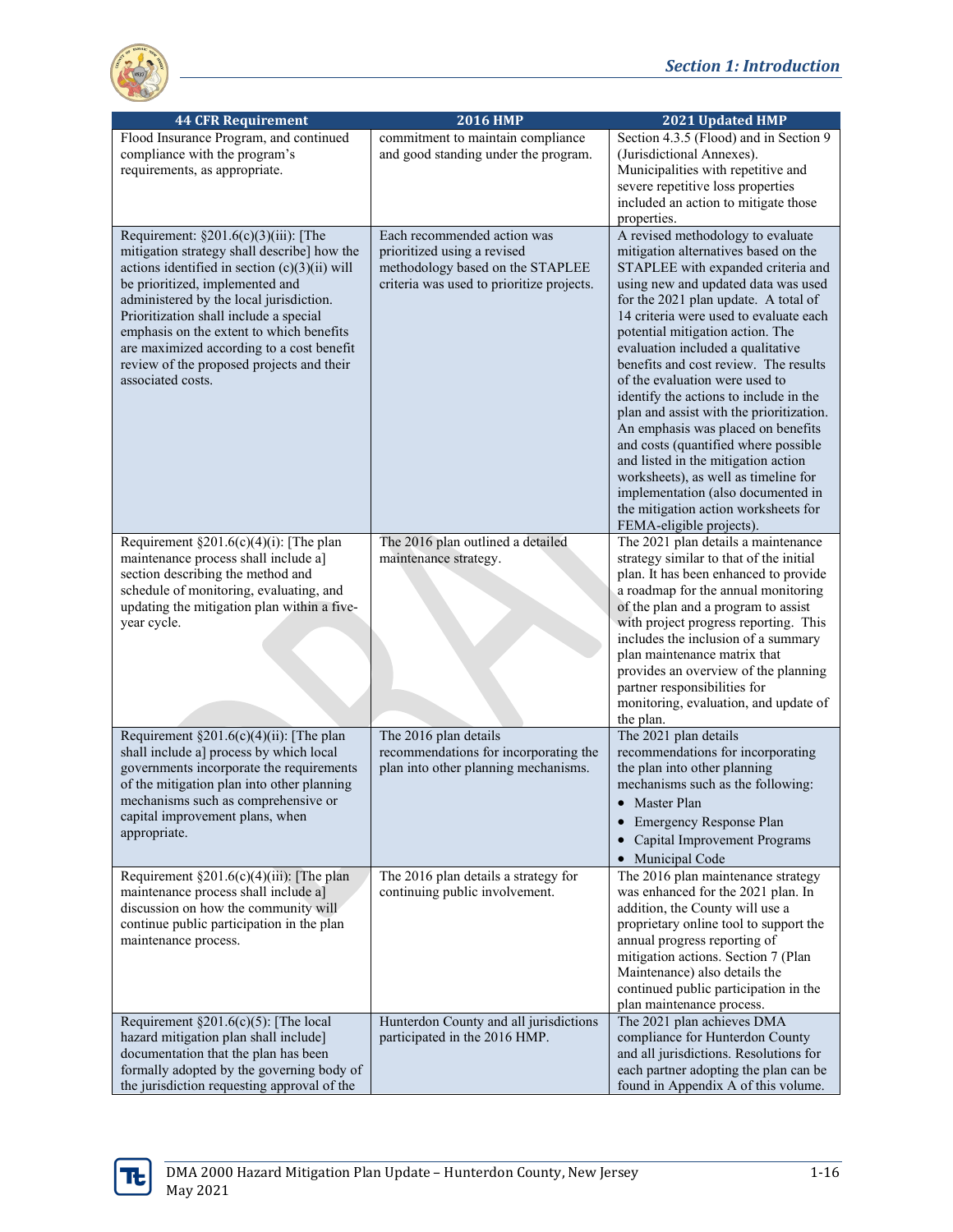| 44 CFR Requirement | 2016 HMP | 2021 Updated HMP |
|---|---|---|
| Flood Insurance Program, and continued compliance with the program's requirements, as appropriate. | commitment to maintain compliance and good standing under the program. | Section 4.3.5 (Flood) and in Section 9 (Jurisdictional Annexes). Municipalities with repetitive and severe repetitive loss properties included an action to mitigate those properties. |
| Requirement: §201.6(c)(3)(iii): [The mitigation strategy shall describe] how the actions identified in section (c)(3)(ii) will be prioritized, implemented and administered by the local jurisdiction. Prioritization shall include a special emphasis on the extent to which benefits are maximized according to a cost benefit review of the proposed projects and their associated costs. | Each recommended action was prioritized using a revised methodology based on the STAPLEE criteria was used to prioritize projects. | A revised methodology to evaluate mitigation alternatives based on the STAPLEE with expanded criteria and using new and updated data was used for the 2021 plan update. A total of 14 criteria were used to evaluate each potential mitigation action. The evaluation included a qualitative benefits and cost review. The results of the evaluation were used to identify the actions to include in the plan and assist with the prioritization. An emphasis was placed on benefits and costs (quantified where possible and listed in the mitigation action worksheets), as well as timeline for implementation (also documented in the mitigation action worksheets for FEMA-eligible projects). |
| Requirement §201.6(c)(4)(i): [The plan maintenance process shall include a] section describing the method and schedule of monitoring, evaluating, and updating the mitigation plan within a five-year cycle. | The 2016 plan outlined a detailed maintenance strategy. | The 2021 plan details a maintenance strategy similar to that of the initial plan. It has been enhanced to provide a roadmap for the annual monitoring of the plan and a program to assist with project progress reporting. This includes the inclusion of a summary plan maintenance matrix that provides an overview of the planning partner responsibilities for monitoring, evaluation, and update of the plan. |
| Requirement §201.6(c)(4)(ii): [The plan shall include a] process by which local governments incorporate the requirements of the mitigation plan into other planning mechanisms such as comprehensive or capital improvement plans, when appropriate. | The 2016 plan details recommendations for incorporating the plan into other planning mechanisms. | The 2021 plan details recommendations for incorporating the plan into other planning mechanisms such as the following:<br>• Master Plan<br>• Emergency Response Plan<br>• Capital Improvement Programs<br>• Municipal Code |
| Requirement §201.6(c)(4)(iii): [The plan maintenance process shall include a] discussion on how the community will continue public participation in the plan maintenance process. | The 2016 plan details a strategy for continuing public involvement. | The 2016 plan maintenance strategy was enhanced for the 2021 plan. In addition, the County will use a proprietary online tool to support the annual progress reporting of mitigation actions. Section 7 (Plan Maintenance) also details the continued public participation in the plan maintenance process. |
| Requirement §201.6(c)(5): [The local hazard mitigation plan shall include] documentation that the plan has been formally adopted by the governing body of the jurisdiction requesting approval of the | Hunterdon County and all jurisdictions participated in the 2016 HMP. | The 2021 plan achieves DMA compliance for Hunterdon County and all jurisdictions. Resolutions for each partner adopting the plan can be found in Appendix A of this volume. |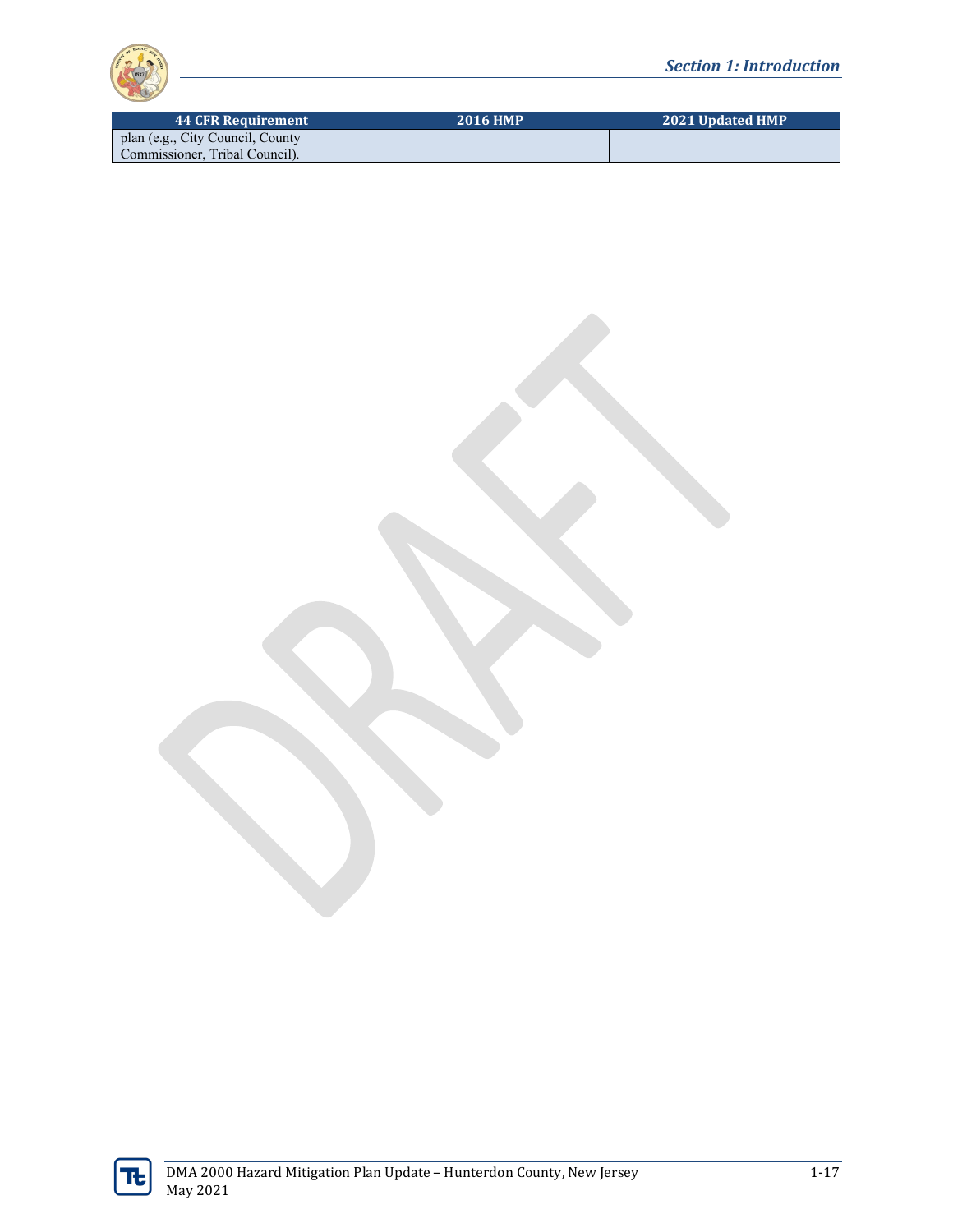| 44 CFR Requirement | 2016 HMP | 2021 Updated HMP |
|---|---|---|
| plan (e.g., City Council, County Commissioner, Tribal Council). | | |